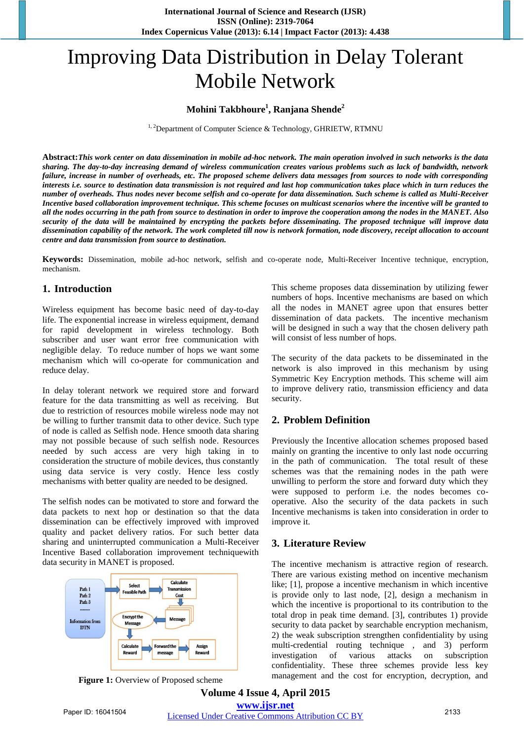# Improving Data Distribution in Delay Tolerant Mobile Network

**Mohini Takbhoure[1], Ranjana Shende[2]**

[1, 2]Department of Computer Science & Technology, GHRIETW, RTMNU

**Abstract:** *This work center on data dissemination in mobile ad-hoc network. The main operation involved in such networks is the data sharing. The day-to-day increasing demand of wireless communication creates various problems such as lack of bandwidth, network failure, increase in number of overheads, etc. The proposed scheme delivers data messages from sources to node with corresponding interests i.e. source to destination data transmission is not required and last hop communication takes place which in turn reduces the number of overheads. Thus nodes never become selfish and co-operate for data dissemination. Such scheme is called as Multi-Receiver Incentive based collaboration improvement technique. This scheme focuses on multicast scenarios where the incentive will be granted to all the nodes occurring in the path from source to destination in order to improve the cooperation among the nodes in the MANET. Also security of the data will be maintained by encrypting the packets before disseminating. The proposed technique will improve data dissemination capability of the network. The work completed till now is network formation, node discovery, receipt allocation to account centre and data transmission from source to destination.*

**Keywords:** Dissemination, mobile ad-hoc network, selfish and co-operate node, Multi-Receiver Incentive technique, encryption, mechanism.

## 1. Introduction

Wireless equipment has become basic need of day-to-day life. The exponential increase in wireless equipment, demand for rapid development in wireless technology. Both subscriber and user want error free communication with negligible delay. To reduce number of hops we want some mechanism which will co-operate for communication and reduce delay.

In delay tolerant network we required store and forward feature for the data transmitting as well as receiving. But due to restriction of resources mobile wireless node may not be willing to further transmit data to other device. Such type of node is called as Selfish node. Hence smooth data sharing may not possible because of such selfish node. Resources needed by such access are very high taking in to consideration the structure of mobile devices, thus constantly using data service is very costly. Hence less costly mechanisms with better quality are needed to be designed.

The selfish nodes can be motivated to store and forward the data packets to next hop or destination so that the data dissemination can be effectively improved with improved quality and packet delivery ratios. For such better data sharing and uninterrupted communication a Multi-Receiver Incentive Based collaboration improvement techniquewith data security in MANET is proposed.

**Figure 1:** Overview of Proposed scheme

This scheme proposes data dissemination by utilizing fewer numbers of hops. Incentive mechanisms are based on which all the nodes in MANET agree upon that ensures better dissemination of data packets. The incentive mechanism will be designed in such a way that the chosen delivery path will consist of less number of hops.

The security of the data packets to be disseminated in the network is also improved in this mechanism by using Symmetric Key Encryption methods. This scheme will aim to improve delivery ratio, transmission efficiency and data security.

## 2. Problem Definition

Previously the Incentive allocation schemes proposed based mainly on granting the incentive to only last node occurring in the path of communication. The total result of these schemes was that the remaining nodes in the path were unwilling to perform the store and forward duty which they were supposed to perform i.e. the nodes becomes co-operative. Also the security of the data packets in such Incentive mechanisms is taken into consideration in order to improve it.

## 3. Literature Review

The incentive mechanism is attractive region of research. There are various existing method on incentive mechanism like; [1], propose a incentive mechanism in which incentive is provide only to last node, [2], design a mechanism in which the incentive is proportional to its contribution to the total drop in peak time demand. [3], contributes 1) provide security to data packet by searchable encryption mechanism, 2) the weak subscription strengthen confidentiality by using multi-credential routing technique , and 3) perform investigation of various attacks on subscription confidentiality. These three schemes provide less key management and the cost for encryption, decryption, and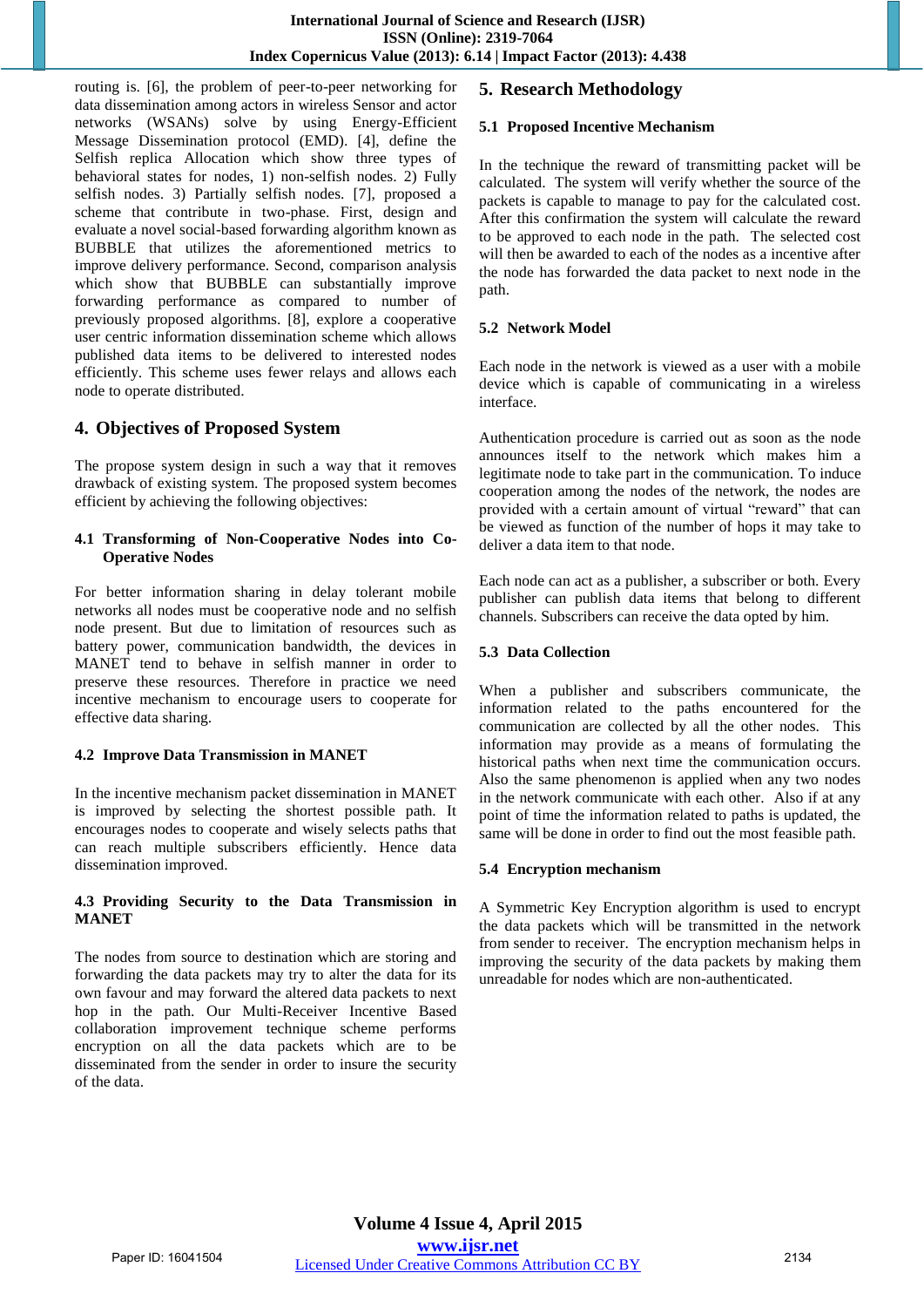routing is. [6], the problem of peer-to-peer networking for data dissemination among actors in wireless Sensor and actor networks (WSANs) solve by using Energy-Efficient Message Dissemination protocol (EMD). [4], define the Selfish replica Allocation which show three types of behavioral states for nodes, 1) non-selfish nodes. 2) Fully selfish nodes. 3) Partially selfish nodes. [7], proposed a scheme that contribute in two-phase. First, design and evaluate a novel social-based forwarding algorithm known as BUBBLE that utilizes the aforementioned metrics to improve delivery performance. Second, comparison analysis which show that BUBBLE can substantially improve forwarding performance as compared to number of previously proposed algorithms. [8], explore a cooperative user centric information dissemination scheme which allows published data items to be delivered to interested nodes efficiently. This scheme uses fewer relays and allows each node to operate distributed.

## 4. Objectives of Proposed System

The propose system design in such a way that it removes drawback of existing system. The proposed system becomes efficient by achieving the following objectives:

### 4.1 Transforming of Non-Cooperative Nodes into Co-Operative Nodes

For better information sharing in delay tolerant mobile networks all nodes must be cooperative node and no selfish node present. But due to limitation of resources such as battery power, communication bandwidth, the devices in MANET tend to behave in selfish manner in order to preserve these resources. Therefore in practice we need incentive mechanism to encourage users to cooperate for effective data sharing.

### 4.2 Improve Data Transmission in MANET

In the incentive mechanism packet dissemination in MANET is improved by selecting the shortest possible path. It encourages nodes to cooperate and wisely selects paths that can reach multiple subscribers efficiently. Hence data dissemination improved.

### 4.3 Providing Security to the Data Transmission in MANET

The nodes from source to destination which are storing and forwarding the data packets may try to alter the data for its own favour and may forward the altered data packets to next hop in the path. Our Multi-Receiver Incentive Based collaboration improvement technique scheme performs encryption on all the data packets which are to be disseminated from the sender in order to insure the security of the data.

## 5. Research Methodology

### 5.1 Proposed Incentive Mechanism

In the technique the reward of transmitting packet will be calculated. The system will verify whether the source of the packets is capable to manage to pay for the calculated cost. After this confirmation the system will calculate the reward to be approved to each node in the path. The selected cost will then be awarded to each of the nodes as a incentive after the node has forwarded the data packet to next node in the path.

### 5.2 Network Model

Each node in the network is viewed as a user with a mobile device which is capable of communicating in a wireless interface.

Authentication procedure is carried out as soon as the node announces itself to the network which makes him a legitimate node to take part in the communication. To induce cooperation among the nodes of the network, the nodes are provided with a certain amount of virtual "reward" that can be viewed as function of the number of hops it may take to deliver a data item to that node.

Each node can act as a publisher, a subscriber or both. Every publisher can publish data items that belong to different channels. Subscribers can receive the data opted by him.

### 5.3 Data Collection

When a publisher and subscribers communicate, the information related to the paths encountered for the communication are collected by all the other nodes. This information may provide as a means of formulating the historical paths when next time the communication occurs. Also the same phenomenon is applied when any two nodes in the network communicate with each other. Also if at any point of time the information related to paths is updated, the same will be done in order to find out the most feasible path.

### 5.4 Encryption mechanism

A Symmetric Key Encryption algorithm is used to encrypt the data packets which will be transmitted in the network from sender to receiver. The encryption mechanism helps in improving the security of the data packets by making them unreadable for nodes which are non-authenticated.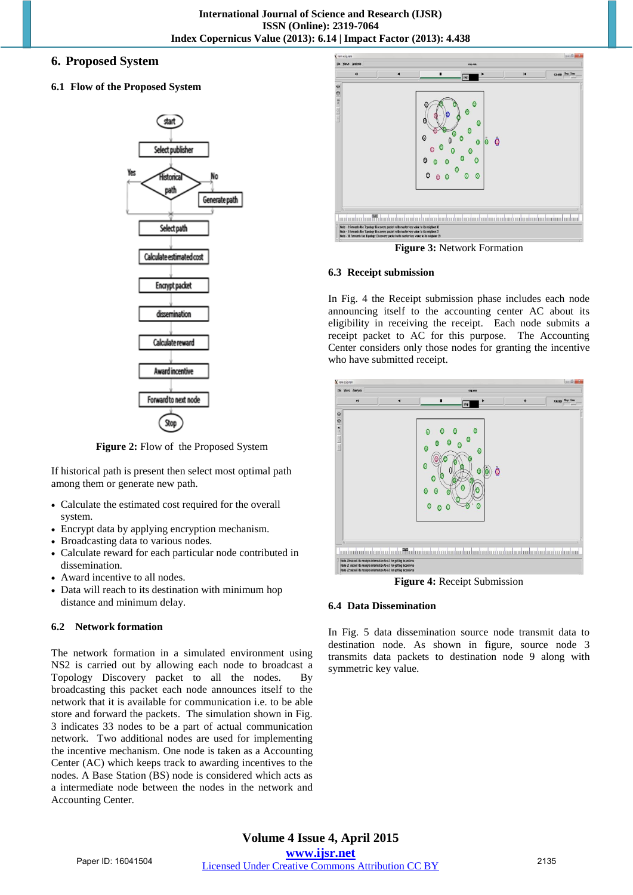## 6. Proposed System

### 6.1 Flow of the Proposed System

Figure 2: Flow of the Proposed System

If historical path is present then select most optimal path among them or generate new path.

- Calculate the estimated cost required for the overall system.
- Encrypt data by applying encryption mechanism.
- Broadcasting data to various nodes.
- Calculate reward for each particular node contributed in dissemination.
- Award incentive to all nodes.
- Data will reach to its destination with minimum hop distance and minimum delay.

### 6.2 Network formation

The network formation in a simulated environment using NS2 is carried out by allowing each node to broadcast a Topology Discovery packet to all the nodes. By broadcasting this packet each node announces itself to the network that it is available for communication i.e. to be able store and forward the packets. The simulation shown in Fig. 3 indicates 33 nodes to be a part of actual communication network. Two additional nodes are used for implementing the incentive mechanism. One node is taken as a Accounting Center (AC) which keeps track to awarding incentives to the nodes. A Base Station (BS) node is considered which acts as a intermediate node between the nodes in the network and Accounting Center.

Figure 3: Network Formation

### 6.3 Receipt submission

In Fig. 4 the Receipt submission phase includes each node announcing itself to the accounting center AC about its eligibility in receiving the receipt. Each node submits a receipt packet to AC for this purpose. The Accounting Center considers only those nodes for granting the incentive who have submitted receipt.

Figure 4: Receipt Submission

### 6.4 Data Dissemination

In Fig. 5 data dissemination source node transmit data to destination node. As shown in figure, source node 3 transmits data packets to destination node 9 along with symmetric key value.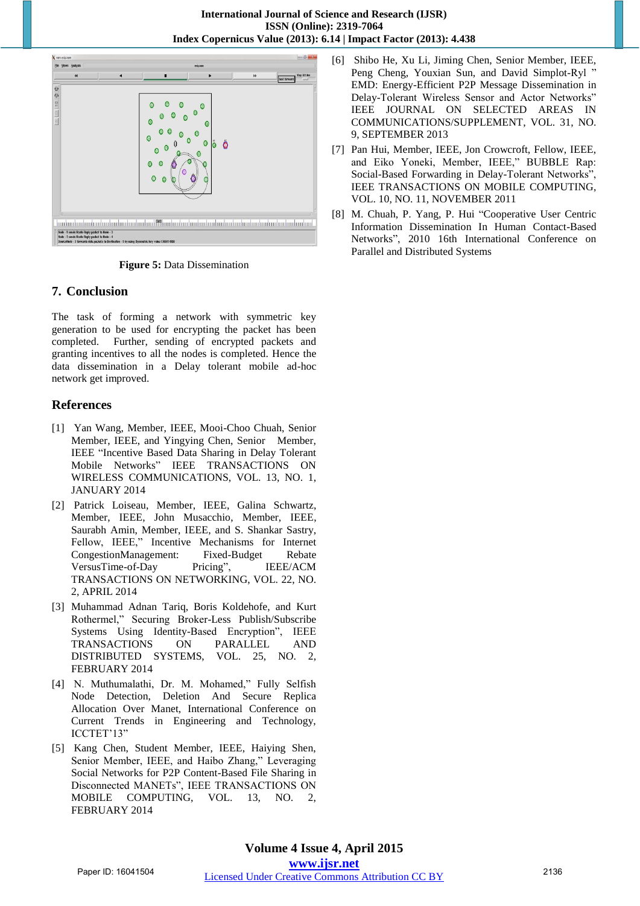Figure 5: Data Dissemination

## 7. Conclusion

The task of forming a network with symmetric key generation to be used for encrypting the packet has been completed. Further, sending of encrypted packets and granting incentives to all the nodes is completed. Hence the data dissemination in a Delay tolerant mobile ad-hoc network get improved.

## References

[1] Yan Wang, Member, IEEE, Mooi-Choo Chuah, Senior Member, IEEE, and Yingying Chen, Senior Member, IEEE "Incentive Based Data Sharing in Delay Tolerant Mobile Networks" IEEE TRANSACTIONS ON WIRELESS COMMUNICATIONS, VOL. 13, NO. 1, JANUARY 2014

[2] Patrick Loiseau, Member, IEEE, Galina Schwartz, Member, IEEE, John Musacchio, Member, IEEE, Saurabh Amin, Member, IEEE, and S. Shankar Sastry, Fellow, IEEE," Incentive Mechanisms for Internet CongestionManagement: Fixed-Budget Rebate VersusTime-of-Day Pricing", IEEE/ACM TRANSACTIONS ON NETWORKING, VOL. 22, NO. 2, APRIL 2014

[3] Muhammad Adnan Tariq, Boris Koldehofe, and Kurt Rothermel," Securing Broker-Less Publish/Subscribe Systems Using Identity-Based Encryption", IEEE TRANSACTIONS ON PARALLEL AND DISTRIBUTED SYSTEMS, VOL. 25, NO. 2, FEBRUARY 2014

[4] N. Muthumalathi, Dr. M. Mohamed," Fully Selfish Node Detection, Deletion And Secure Replica Allocation Over Manet, International Conference on Current Trends in Engineering and Technology, ICCTET'13"

[5] Kang Chen, Student Member, IEEE, Haiying Shen, Senior Member, IEEE, and Haibo Zhang," Leveraging Social Networks for P2P Content-Based File Sharing in Disconnected MANETs", IEEE TRANSACTIONS ON MOBILE COMPUTING, VOL. 13, NO. 2, FEBRUARY 2014

[6] Shibo He, Xu Li, Jiming Chen, Senior Member, IEEE, Peng Cheng, Youxian Sun, and David Simplot-Ryl " EMD: Energy-Efficient P2P Message Dissemination in Delay-Tolerant Wireless Sensor and Actor Networks" IEEE JOURNAL ON SELECTED AREAS IN COMMUNICATIONS/SUPPLEMENT, VOL. 31, NO. 9, SEPTEMBER 2013

[7] Pan Hui, Member, IEEE, Jon Crowcroft, Fellow, IEEE, and Eiko Yoneki, Member, IEEE," BUBBLE Rap: Social-Based Forwarding in Delay-Tolerant Networks", IEEE TRANSACTIONS ON MOBILE COMPUTING, VOL. 10, NO. 11, NOVEMBER 2011

[8] M. Chuah, P. Yang, P. Hui "Cooperative User Centric Information Dissemination In Human Contact-Based Networks", 2010 16th International Conference on Parallel and Distributed Systems